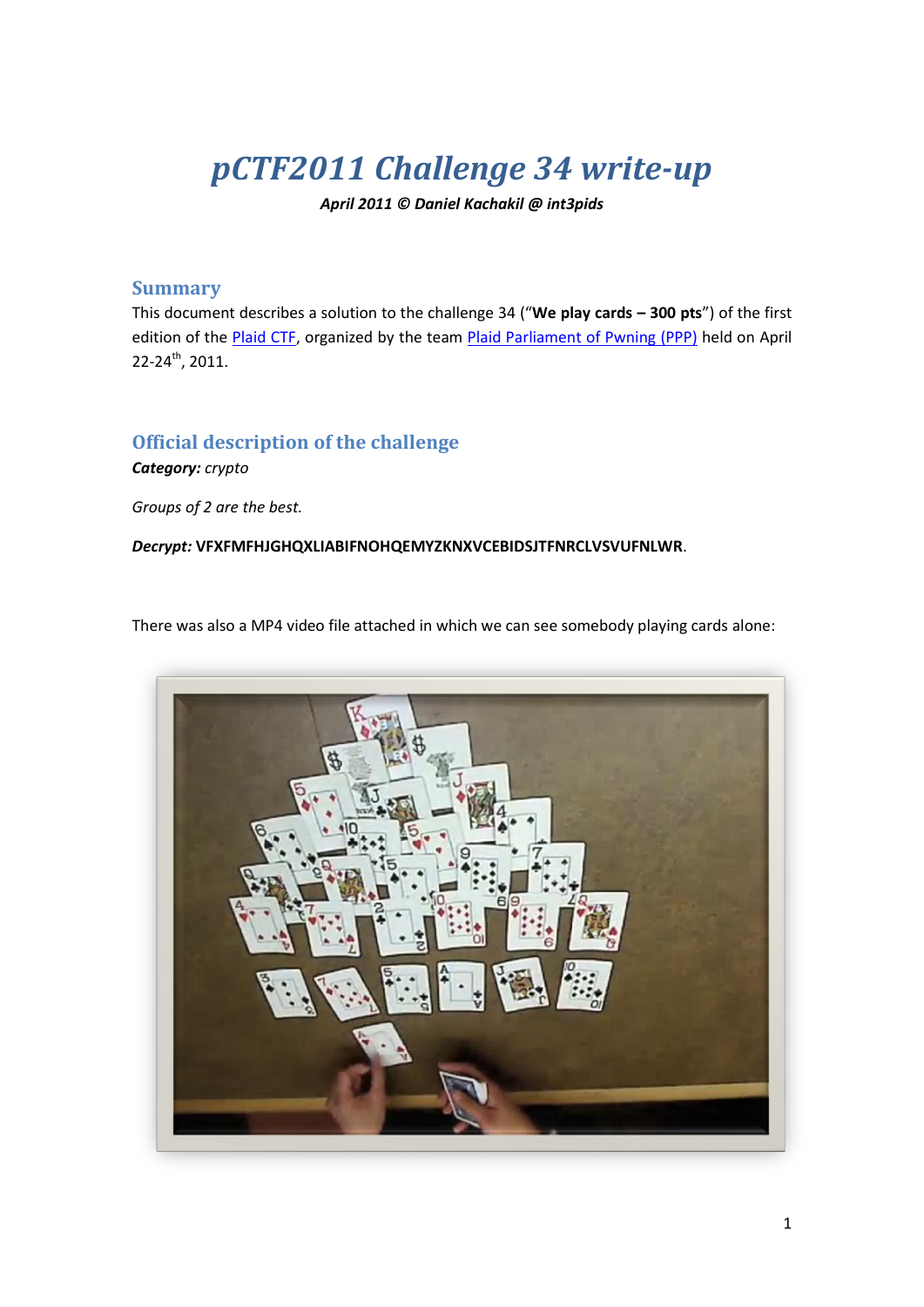# pCTF2011 Challenge 34 write-up

***April 2011 © Daniel Kachakil @ int3pids***

## Summary

This document describes a solution to the challenge 34 ("**We play cards – 300 pts**") of the first edition of the [Plaid CTF](), organized by the team [Plaid Parliament of Pwning (PPP)]() held on April 22-24th, 2011.

## Official description of the challenge

***Category:*** *crypto*

*Groups of 2 are the best.*

***Decrypt:*** **VFXFMFHJGHQXLIABIFNOHQEMYZKNXVCEBIDSJTFNRCLVSVUFNLWR**.

There was also a MP4 video file attached in which we can see somebody playing cards alone: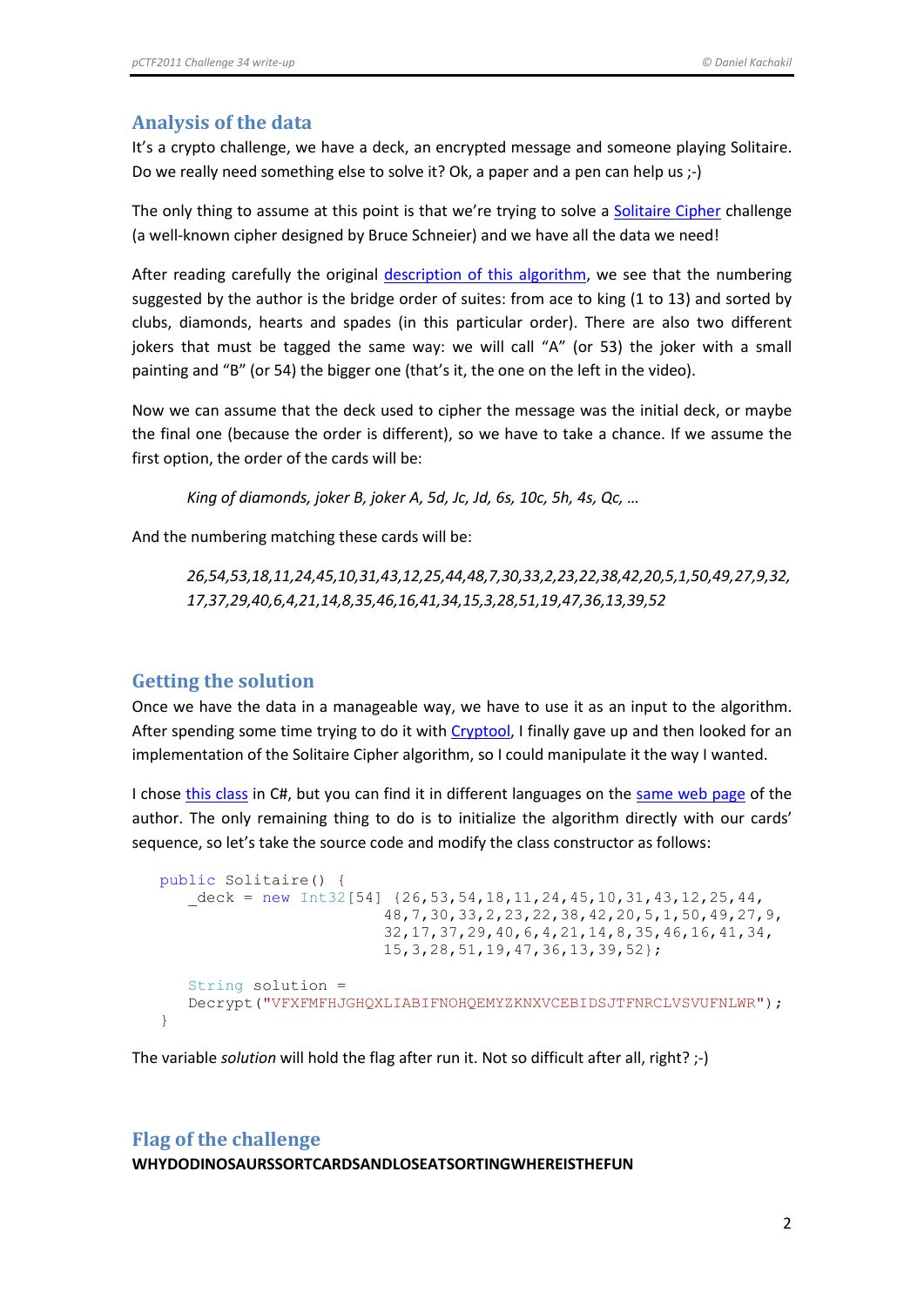## Analysis of the data

It's a crypto challenge, we have a deck, an encrypted message and someone playing Solitaire. Do we really need something else to solve it? Ok, a paper and a pen can help us ;-)

The only thing to assume at this point is that we're trying to solve a Solitaire Cipher challenge (a well-known cipher designed by Bruce Schneier) and we have all the data we need!

After reading carefully the original description of this algorithm, we see that the numbering suggested by the author is the bridge order of suites: from ace to king (1 to 13) and sorted by clubs, diamonds, hearts and spades (in this particular order). There are also two different jokers that must be tagged the same way: we will call "A" (or 53) the joker with a small painting and "B" (or 54) the bigger one (that's it, the one on the left in the video).

Now we can assume that the deck used to cipher the message was the initial deck, or maybe the final one (because the order is different), so we have to take a chance. If we assume the first option, the order of the cards will be:

> *King of diamonds, joker B, joker A, 5d, Jc, Jd, 6s, 10c, 5h, 4s, Qc, …*

And the numbering matching these cards will be:

> *26,54,53,18,11,24,45,10,31,43,12,25,44,48,7,30,33,2,23,22,38,42,20,5,1,50,49,27,9,32, 17,37,29,40,6,4,21,14,8,35,46,16,41,34,15,3,28,51,19,47,36,13,39,52*

## Getting the solution

Once we have the data in a manageable way, we have to use it as an input to the algorithm. After spending some time trying to do it with Cryptool, I finally gave up and then looked for an implementation of the Solitaire Cipher algorithm, so I could manipulate it the way I wanted.

I chose this class in C#, but you can find it in different languages on the same web page of the author. The only remaining thing to do is to initialize the algorithm directly with our cards' sequence, so let's take the source code and modify the class constructor as follows:

```
public Solitaire() {
    _deck = new Int32[54] {26,53,54,18,11,24,45,10,31,43,12,25,44,
                          48,7,30,33,2,23,22,38,42,20,5,1,50,49,27,9,
                          32,17,37,29,40,6,4,21,14,8,35,46,16,41,34,
                          15,3,28,51,19,47,36,13,39,52};

    String solution =
    Decrypt("VFXFMFHJGHQXLIABIFNOHQEMYZKNXVCEBIDSJTFNRCLVSVUFNLWR");
}
```

The variable *solution* will hold the flag after run it. Not so difficult after all, right? ;-)

## Flag of the challenge

**WHYDODINOSAURSSORTCARDSANDLOSEATSORTINGWHEREISTHEFUN**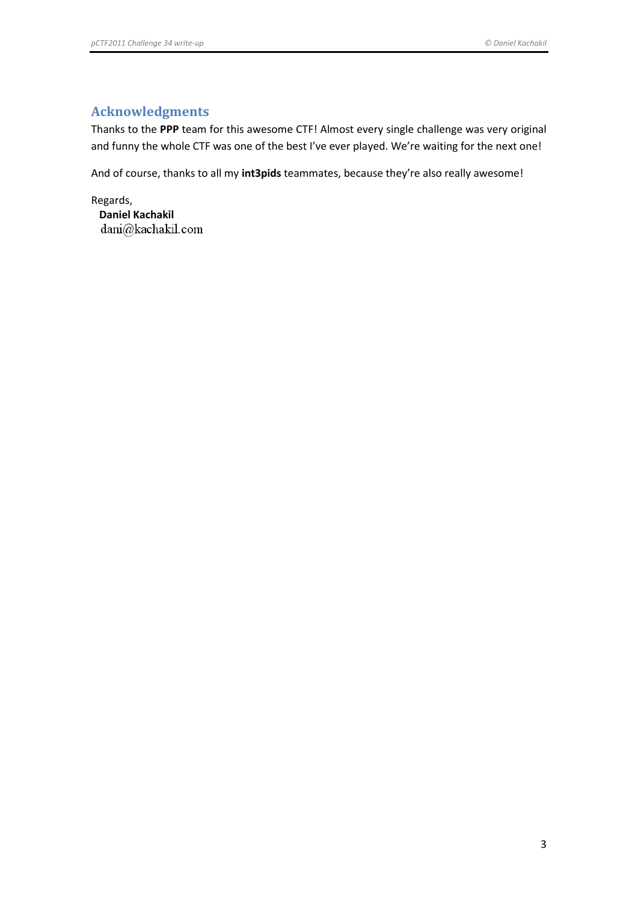## Acknowledgments

Thanks to the **PPP** team for this awesome CTF! Almost every single challenge was very original and funny the whole CTF was one of the best I've ever played. We're waiting for the next one!

And of course, thanks to all my **int3pids** teammates, because they're also really awesome!

Regards,
**Daniel Kachakil**
dani@kachakil.com